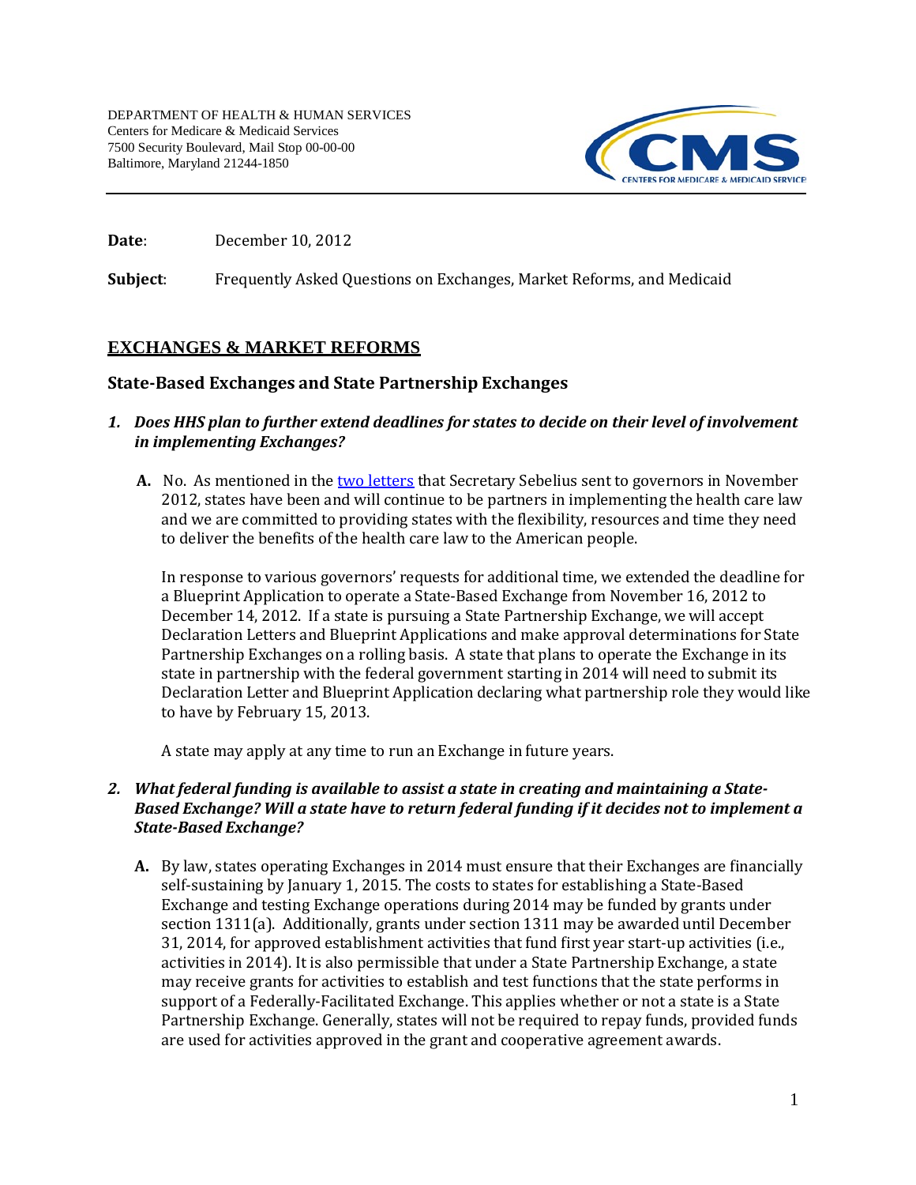DEPARTMENT OF HEALTH & HUMAN SERVICES
Centers for Medicare & Medicaid Services
7500 Security Boulevard, Mail Stop 00-00-00
Baltimore, Maryland 21244-1850

**Date**: December 10, 2012

**Subject**: Frequently Asked Questions on Exchanges, Market Reforms, and Medicaid

## EXCHANGES & MARKET REFORMS

### State-Based Exchanges and State Partnership Exchanges

1. ***Does HHS plan to further extend deadlines for states to decide on their level of involvement in implementing Exchanges?***

   **A.** No. As mentioned in the two letters that Secretary Sebelius sent to governors in November 2012, states have been and will continue to be partners in implementing the health care law and we are committed to providing states with the flexibility, resources and time they need to deliver the benefits of the health care law to the American people.

   In response to various governors' requests for additional time, we extended the deadline for a Blueprint Application to operate a State-Based Exchange from November 16, 2012 to December 14, 2012. If a state is pursuing a State Partnership Exchange, we will accept Declaration Letters and Blueprint Applications and make approval determinations for State Partnership Exchanges on a rolling basis. A state that plans to operate the Exchange in its state in partnership with the federal government starting in 2014 will need to submit its Declaration Letter and Blueprint Application declaring what partnership role they would like to have by February 15, 2013.

   A state may apply at any time to run an Exchange in future years.

2. ***What federal funding is available to assist a state in creating and maintaining a State-Based Exchange? Will a state have to return federal funding if it decides not to implement a State-Based Exchange?***

   **A.** By law, states operating Exchanges in 2014 must ensure that their Exchanges are financially self-sustaining by January 1, 2015. The costs to states for establishing a State-Based Exchange and testing Exchange operations during 2014 may be funded by grants under section 1311(a). Additionally, grants under section 1311 may be awarded until December 31, 2014, for approved establishment activities that fund first year start-up activities (i.e., activities in 2014). It is also permissible that under a State Partnership Exchange, a state may receive grants for activities to establish and test functions that the state performs in support of a Federally-Facilitated Exchange. This applies whether or not a state is a State Partnership Exchange. Generally, states will not be required to repay funds, provided funds are used for activities approved in the grant and cooperative agreement awards.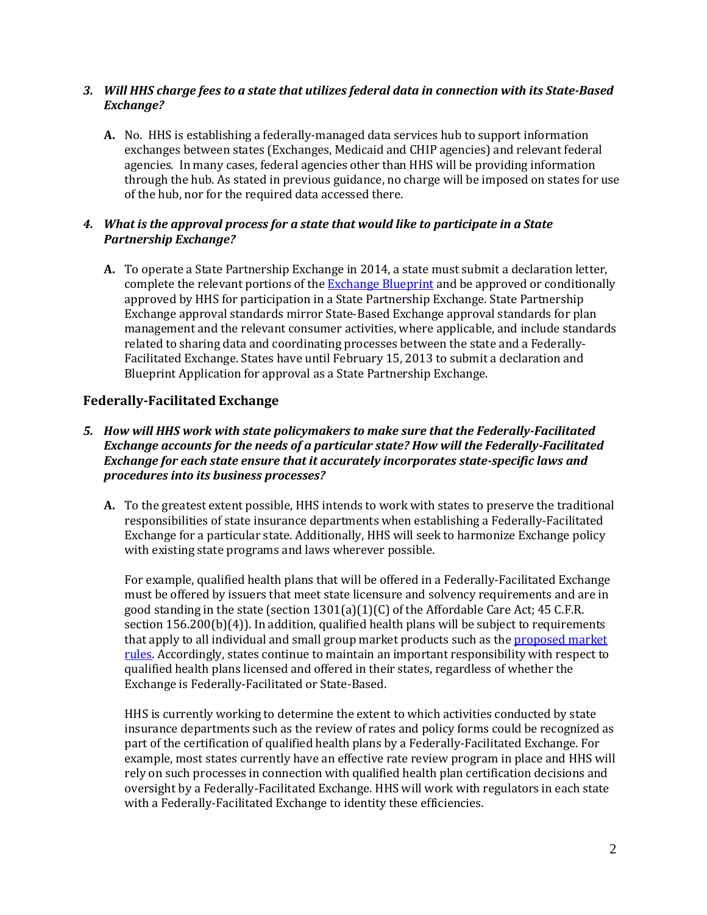3. ***Will HHS charge fees to a state that utilizes federal data in connection with its State-Based Exchange?***

   **A.** No. HHS is establishing a federally-managed data services hub to support information exchanges between states (Exchanges, Medicaid and CHIP agencies) and relevant federal agencies. In many cases, federal agencies other than HHS will be providing information through the hub. As stated in previous guidance, no charge will be imposed on states for use of the hub, nor for the required data accessed there.

4. ***What is the approval process for a state that would like to participate in a State Partnership Exchange?***

   **A.** To operate a State Partnership Exchange in 2014, a state must submit a declaration letter, complete the relevant portions of the Exchange Blueprint and be approved or conditionally approved by HHS for participation in a State Partnership Exchange. State Partnership Exchange approval standards mirror State-Based Exchange approval standards for plan management and the relevant consumer activities, where applicable, and include standards related to sharing data and coordinating processes between the state and a Federally-Facilitated Exchange. States have until February 15, 2013 to submit a declaration and Blueprint Application for approval as a State Partnership Exchange.

## Federally-Facilitated Exchange

5. ***How will HHS work with state policymakers to make sure that the Federally-Facilitated Exchange accounts for the needs of a particular state? How will the Federally-Facilitated Exchange for each state ensure that it accurately incorporates state-specific laws and procedures into its business processes?***

   **A.** To the greatest extent possible, HHS intends to work with states to preserve the traditional responsibilities of state insurance departments when establishing a Federally-Facilitated Exchange for a particular state. Additionally, HHS will seek to harmonize Exchange policy with existing state programs and laws wherever possible.

   For example, qualified health plans that will be offered in a Federally-Facilitated Exchange must be offered by issuers that meet state licensure and solvency requirements and are in good standing in the state (section 1301(a)(1)(C) of the Affordable Care Act; 45 C.F.R. section 156.200(b)(4)). In addition, qualified health plans will be subject to requirements that apply to all individual and small group market products such as the proposed market rules. Accordingly, states continue to maintain an important responsibility with respect to qualified health plans licensed and offered in their states, regardless of whether the Exchange is Federally-Facilitated or State-Based.

   HHS is currently working to determine the extent to which activities conducted by state insurance departments such as the review of rates and policy forms could be recognized as part of the certification of qualified health plans by a Federally-Facilitated Exchange. For example, most states currently have an effective rate review program in place and HHS will rely on such processes in connection with qualified health plan certification decisions and oversight by a Federally-Facilitated Exchange. HHS will work with regulators in each state with a Federally-Facilitated Exchange to identity these efficiencies.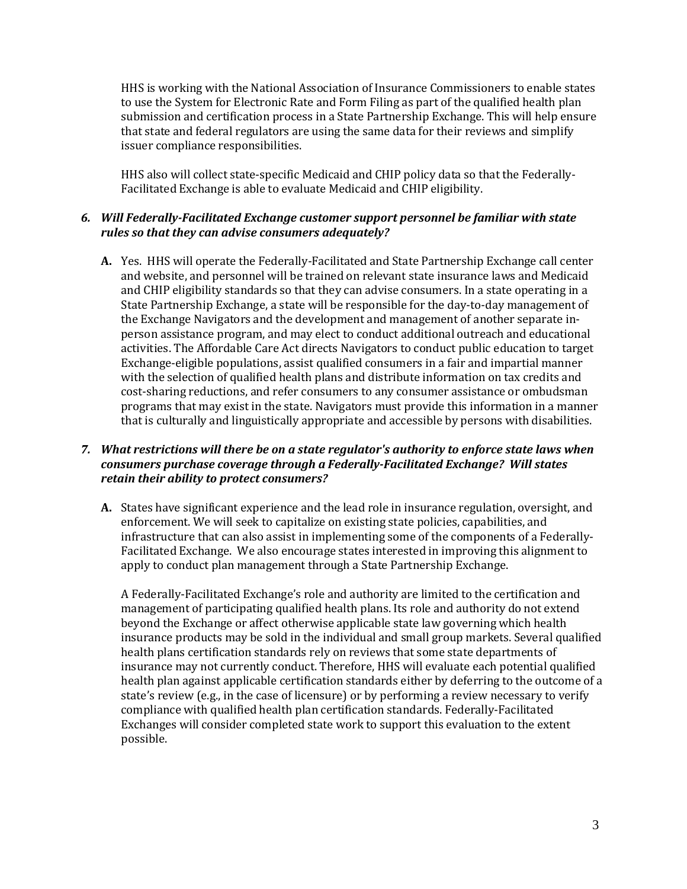HHS is working with the National Association of Insurance Commissioners to enable states to use the System for Electronic Rate and Form Filing as part of the qualified health plan submission and certification process in a State Partnership Exchange. This will help ensure that state and federal regulators are using the same data for their reviews and simplify issuer compliance responsibilities.

HHS also will collect state-specific Medicaid and CHIP policy data so that the Federally-Facilitated Exchange is able to evaluate Medicaid and CHIP eligibility.

6. ***Will Federally-Facilitated Exchange customer support personnel be familiar with state rules so that they can advise consumers adequately?***

   **A.** Yes. HHS will operate the Federally-Facilitated and State Partnership Exchange call center and website, and personnel will be trained on relevant state insurance laws and Medicaid and CHIP eligibility standards so that they can advise consumers. In a state operating in a State Partnership Exchange, a state will be responsible for the day-to-day management of the Exchange Navigators and the development and management of another separate in-person assistance program, and may elect to conduct additional outreach and educational activities. The Affordable Care Act directs Navigators to conduct public education to target Exchange-eligible populations, assist qualified consumers in a fair and impartial manner with the selection of qualified health plans and distribute information on tax credits and cost-sharing reductions, and refer consumers to any consumer assistance or ombudsman programs that may exist in the state. Navigators must provide this information in a manner that is culturally and linguistically appropriate and accessible by persons with disabilities.

7. ***What restrictions will there be on a state regulator's authority to enforce state laws when consumers purchase coverage through a Federally-Facilitated Exchange? Will states retain their ability to protect consumers?***

   **A.** States have significant experience and the lead role in insurance regulation, oversight, and enforcement. We will seek to capitalize on existing state policies, capabilities, and infrastructure that can also assist in implementing some of the components of a Federally-Facilitated Exchange. We also encourage states interested in improving this alignment to apply to conduct plan management through a State Partnership Exchange.

   A Federally-Facilitated Exchange's role and authority are limited to the certification and management of participating qualified health plans. Its role and authority do not extend beyond the Exchange or affect otherwise applicable state law governing which health insurance products may be sold in the individual and small group markets. Several qualified health plans certification standards rely on reviews that some state departments of insurance may not currently conduct. Therefore, HHS will evaluate each potential qualified health plan against applicable certification standards either by deferring to the outcome of a state's review (e.g., in the case of licensure) or by performing a review necessary to verify compliance with qualified health plan certification standards. Federally-Facilitated Exchanges will consider completed state work to support this evaluation to the extent possible.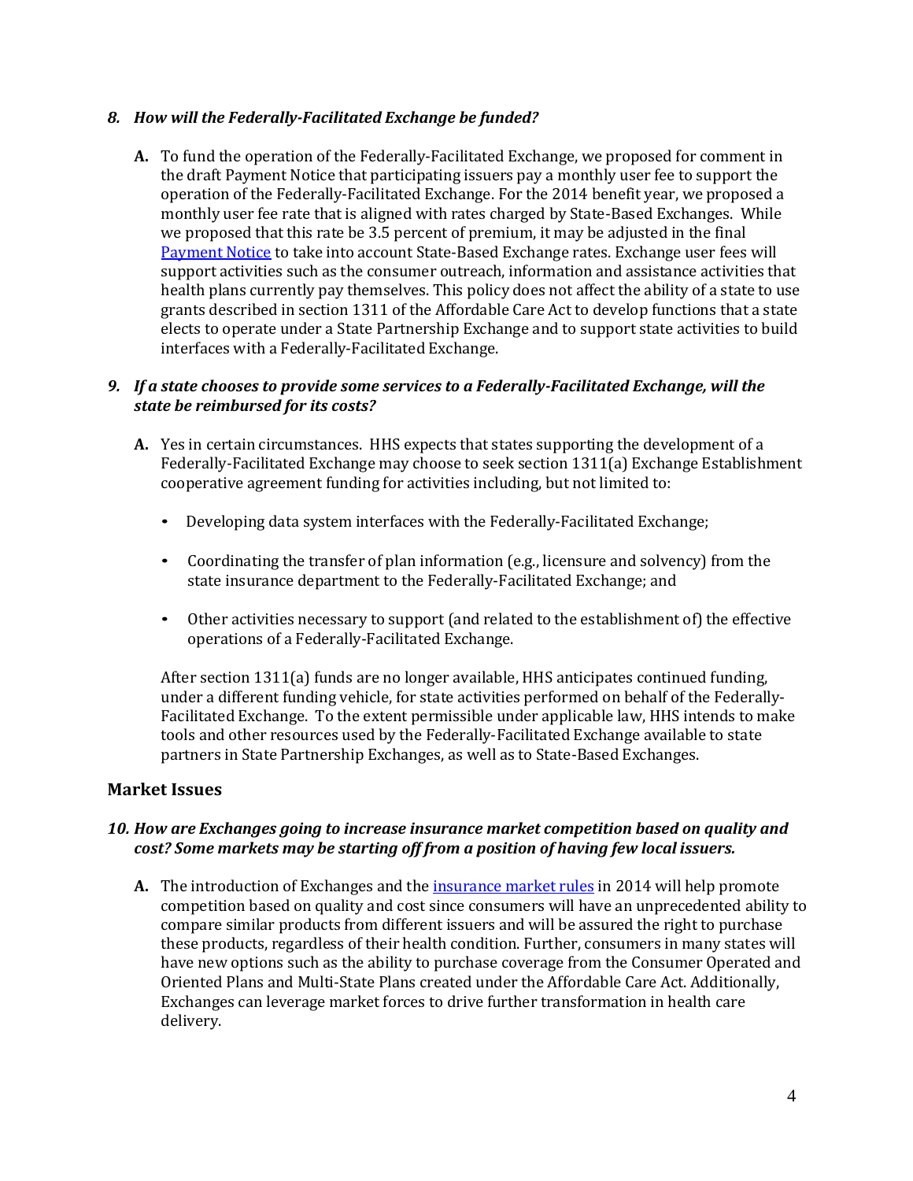*8. How will the Federally-Facilitated Exchange be funded?*

**A.** To fund the operation of the Federally-Facilitated Exchange, we proposed for comment in the draft Payment Notice that participating issuers pay a monthly user fee to support the operation of the Federally-Facilitated Exchange. For the 2014 benefit year, we proposed a monthly user fee rate that is aligned with rates charged by State-Based Exchanges. While we proposed that this rate be 3.5 percent of premium, it may be adjusted in the final Payment Notice to take into account State-Based Exchange rates. Exchange user fees will support activities such as the consumer outreach, information and assistance activities that health plans currently pay themselves. This policy does not affect the ability of a state to use grants described in section 1311 of the Affordable Care Act to develop functions that a state elects to operate under a State Partnership Exchange and to support state activities to build interfaces with a Federally-Facilitated Exchange.

*9. If a state chooses to provide some services to a Federally-Facilitated Exchange, will the state be reimbursed for its costs?*

**A.** Yes in certain circumstances. HHS expects that states supporting the development of a Federally-Facilitated Exchange may choose to seek section 1311(a) Exchange Establishment cooperative agreement funding for activities including, but not limited to:

- Developing data system interfaces with the Federally-Facilitated Exchange;
- Coordinating the transfer of plan information (e.g., licensure and solvency) from the state insurance department to the Federally-Facilitated Exchange; and
- Other activities necessary to support (and related to the establishment of) the effective operations of a Federally-Facilitated Exchange.

After section 1311(a) funds are no longer available, HHS anticipates continued funding, under a different funding vehicle, for state activities performed on behalf of the Federally-Facilitated Exchange. To the extent permissible under applicable law, HHS intends to make tools and other resources used by the Federally-Facilitated Exchange available to state partners in State Partnership Exchanges, as well as to State-Based Exchanges.

## Market Issues

*10. How are Exchanges going to increase insurance market competition based on quality and cost? Some markets may be starting off from a position of having few local issuers.*

**A.** The introduction of Exchanges and the insurance market rules in 2014 will help promote competition based on quality and cost since consumers will have an unprecedented ability to compare similar products from different issuers and will be assured the right to purchase these products, regardless of their health condition. Further, consumers in many states will have new options such as the ability to purchase coverage from the Consumer Operated and Oriented Plans and Multi-State Plans created under the Affordable Care Act. Additionally, Exchanges can leverage market forces to drive further transformation in health care delivery.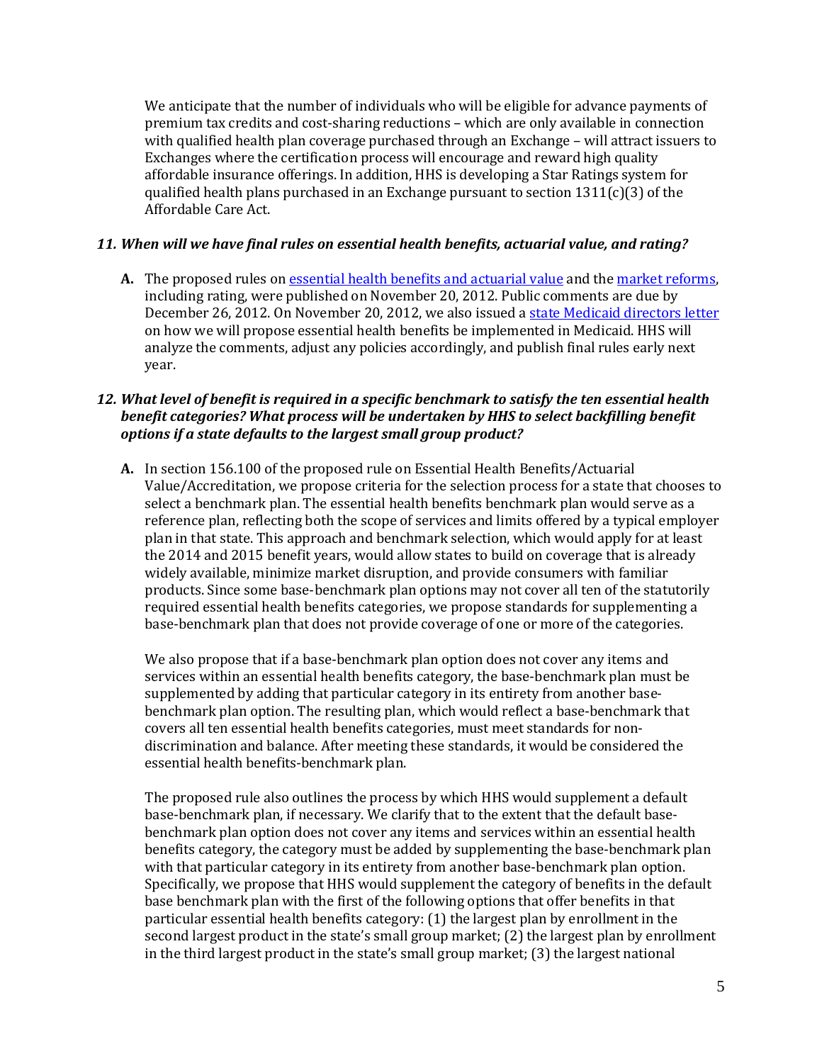We anticipate that the number of individuals who will be eligible for advance payments of premium tax credits and cost-sharing reductions – which are only available in connection with qualified health plan coverage purchased through an Exchange – will attract issuers to Exchanges where the certification process will encourage and reward high quality affordable insurance offerings. In addition, HHS is developing a Star Ratings system for qualified health plans purchased in an Exchange pursuant to section 1311(c)(3) of the Affordable Care Act.

***11. When will we have final rules on essential health benefits, actuarial value, and rating?***

**A.** The proposed rules on essential health benefits and actuarial value and the market reforms, including rating, were published on November 20, 2012. Public comments are due by December 26, 2012. On November 20, 2012, we also issued a state Medicaid directors letter on how we will propose essential health benefits be implemented in Medicaid. HHS will analyze the comments, adjust any policies accordingly, and publish final rules early next year.

***12. What level of benefit is required in a specific benchmark to satisfy the ten essential health benefit categories? What process will be undertaken by HHS to select backfilling benefit options if a state defaults to the largest small group product?***

**A.** In section 156.100 of the proposed rule on Essential Health Benefits/Actuarial Value/Accreditation, we propose criteria for the selection process for a state that chooses to select a benchmark plan. The essential health benefits benchmark plan would serve as a reference plan, reflecting both the scope of services and limits offered by a typical employer plan in that state. This approach and benchmark selection, which would apply for at least the 2014 and 2015 benefit years, would allow states to build on coverage that is already widely available, minimize market disruption, and provide consumers with familiar products. Since some base-benchmark plan options may not cover all ten of the statutorily required essential health benefits categories, we propose standards for supplementing a base-benchmark plan that does not provide coverage of one or more of the categories.

We also propose that if a base-benchmark plan option does not cover any items and services within an essential health benefits category, the base-benchmark plan must be supplemented by adding that particular category in its entirety from another base-benchmark plan option. The resulting plan, which would reflect a base-benchmark that covers all ten essential health benefits categories, must meet standards for non-discrimination and balance. After meeting these standards, it would be considered the essential health benefits-benchmark plan.

The proposed rule also outlines the process by which HHS would supplement a default base-benchmark plan, if necessary. We clarify that to the extent that the default base-benchmark plan option does not cover any items and services within an essential health benefits category, the category must be added by supplementing the base-benchmark plan with that particular category in its entirety from another base-benchmark plan option. Specifically, we propose that HHS would supplement the category of benefits in the default base benchmark plan with the first of the following options that offer benefits in that particular essential health benefits category: (1) the largest plan by enrollment in the second largest product in the state's small group market; (2) the largest plan by enrollment in the third largest product in the state's small group market; (3) the largest national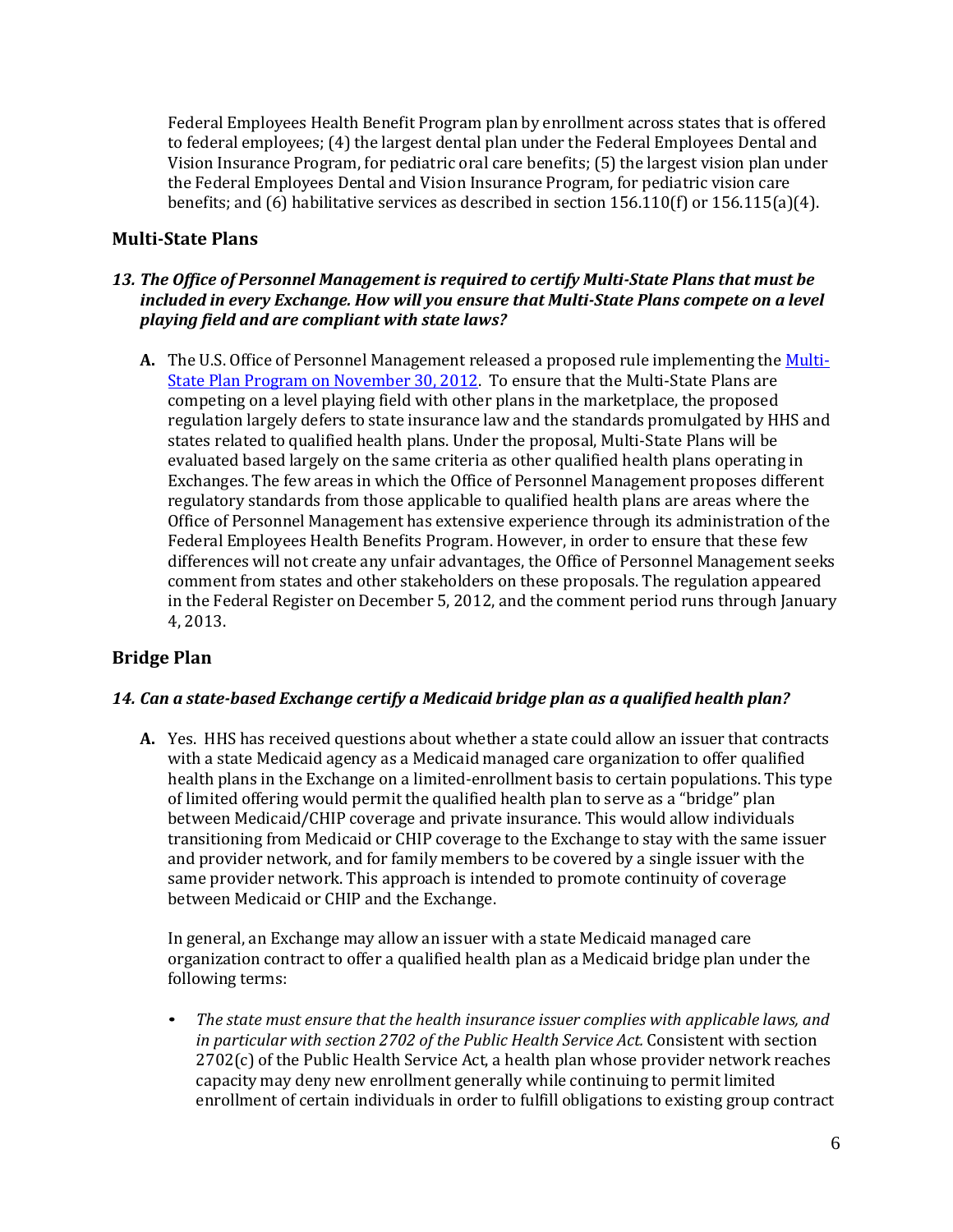Federal Employees Health Benefit Program plan by enrollment across states that is offered to federal employees; (4) the largest dental plan under the Federal Employees Dental and Vision Insurance Program, for pediatric oral care benefits; (5) the largest vision plan under the Federal Employees Dental and Vision Insurance Program, for pediatric vision care benefits; and (6) habilitative services as described in section 156.110(f) or 156.115(a)(4).

## Multi-State Plans

### *13. The Office of Personnel Management is required to certify Multi-State Plans that must be included in every Exchange. How will you ensure that Multi-State Plans compete on a level playing field and are compliant with state laws?*

**A.** The U.S. Office of Personnel Management released a proposed rule implementing the Multi-State Plan Program on November 30, 2012. To ensure that the Multi-State Plans are competing on a level playing field with other plans in the marketplace, the proposed regulation largely defers to state insurance law and the standards promulgated by HHS and states related to qualified health plans. Under the proposal, Multi-State Plans will be evaluated based largely on the same criteria as other qualified health plans operating in Exchanges. The few areas in which the Office of Personnel Management proposes different regulatory standards from those applicable to qualified health plans are areas where the Office of Personnel Management has extensive experience through its administration of the Federal Employees Health Benefits Program. However, in order to ensure that these few differences will not create any unfair advantages, the Office of Personnel Management seeks comment from states and other stakeholders on these proposals. The regulation appeared in the Federal Register on December 5, 2012, and the comment period runs through January 4, 2013.

## Bridge Plan

### *14. Can a state-based Exchange certify a Medicaid bridge plan as a qualified health plan?*

**A.** Yes. HHS has received questions about whether a state could allow an issuer that contracts with a state Medicaid agency as a Medicaid managed care organization to offer qualified health plans in the Exchange on a limited-enrollment basis to certain populations. This type of limited offering would permit the qualified health plan to serve as a "bridge" plan between Medicaid/CHIP coverage and private insurance. This would allow individuals transitioning from Medicaid or CHIP coverage to the Exchange to stay with the same issuer and provider network, and for family members to be covered by a single issuer with the same provider network. This approach is intended to promote continuity of coverage between Medicaid or CHIP and the Exchange.

In general, an Exchange may allow an issuer with a state Medicaid managed care organization contract to offer a qualified health plan as a Medicaid bridge plan under the following terms:

- *The state must ensure that the health insurance issuer complies with applicable laws, and in particular with section 2702 of the Public Health Service Act.* Consistent with section 2702(c) of the Public Health Service Act, a health plan whose provider network reaches capacity may deny new enrollment generally while continuing to permit limited enrollment of certain individuals in order to fulfill obligations to existing group contract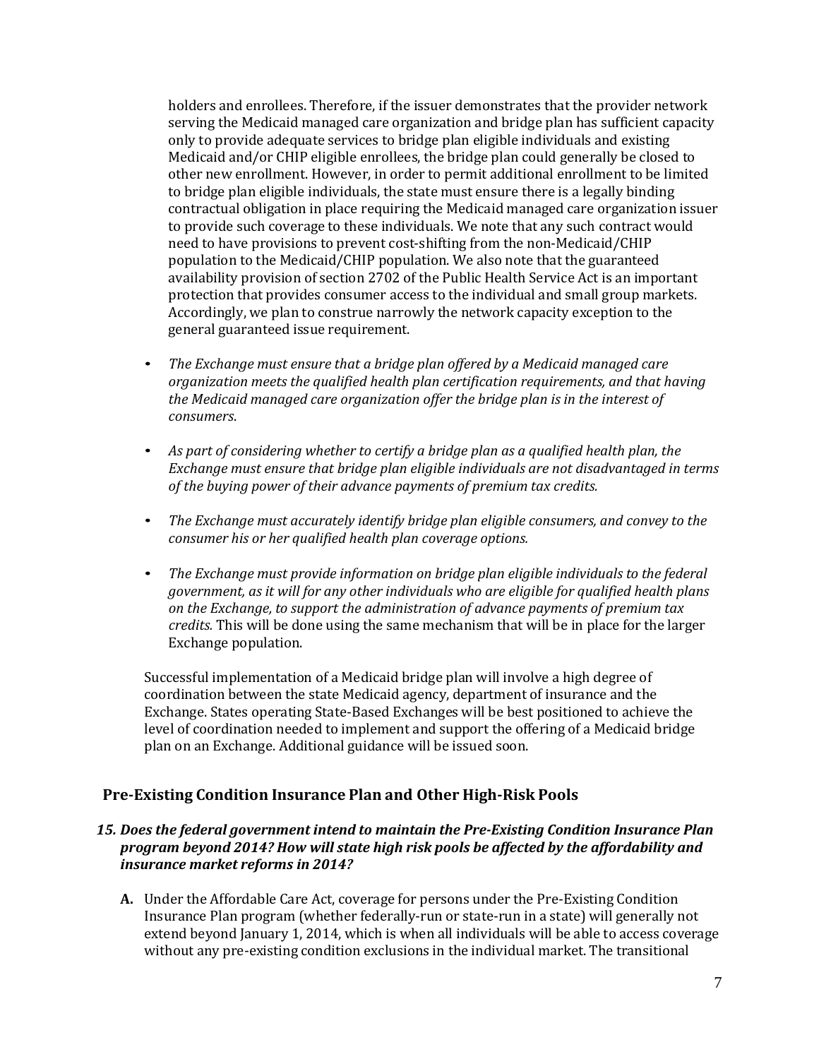holders and enrollees. Therefore, if the issuer demonstrates that the provider network serving the Medicaid managed care organization and bridge plan has sufficient capacity only to provide adequate services to bridge plan eligible individuals and existing Medicaid and/or CHIP eligible enrollees, the bridge plan could generally be closed to other new enrollment. However, in order to permit additional enrollment to be limited to bridge plan eligible individuals, the state must ensure there is a legally binding contractual obligation in place requiring the Medicaid managed care organization issuer to provide such coverage to these individuals. We note that any such contract would need to have provisions to prevent cost-shifting from the non-Medicaid/CHIP population to the Medicaid/CHIP population. We also note that the guaranteed availability provision of section 2702 of the Public Health Service Act is an important protection that provides consumer access to the individual and small group markets. Accordingly, we plan to construe narrowly the network capacity exception to the general guaranteed issue requirement.

- *The Exchange must ensure that a bridge plan offered by a Medicaid managed care organization meets the qualified health plan certification requirements, and that having the Medicaid managed care organization offer the bridge plan is in the interest of consumers.*
- *As part of considering whether to certify a bridge plan as a qualified health plan, the Exchange must ensure that bridge plan eligible individuals are not disadvantaged in terms of the buying power of their advance payments of premium tax credits.*
- *The Exchange must accurately identify bridge plan eligible consumers, and convey to the consumer his or her qualified health plan coverage options.*
- *The Exchange must provide information on bridge plan eligible individuals to the federal government, as it will for any other individuals who are eligible for qualified health plans on the Exchange, to support the administration of advance payments of premium tax credits.* This will be done using the same mechanism that will be in place for the larger Exchange population.

Successful implementation of a Medicaid bridge plan will involve a high degree of coordination between the state Medicaid agency, department of insurance and the Exchange. States operating State-Based Exchanges will be best positioned to achieve the level of coordination needed to implement and support the offering of a Medicaid bridge plan on an Exchange. Additional guidance will be issued soon.

## Pre-Existing Condition Insurance Plan and Other High-Risk Pools

### *15. Does the federal government intend to maintain the Pre-Existing Condition Insurance Plan program beyond 2014? How will state high risk pools be affected by the affordability and insurance market reforms in 2014?*

**A.** Under the Affordable Care Act, coverage for persons under the Pre-Existing Condition Insurance Plan program (whether federally-run or state-run in a state) will generally not extend beyond January 1, 2014, which is when all individuals will be able to access coverage without any pre-existing condition exclusions in the individual market. The transitional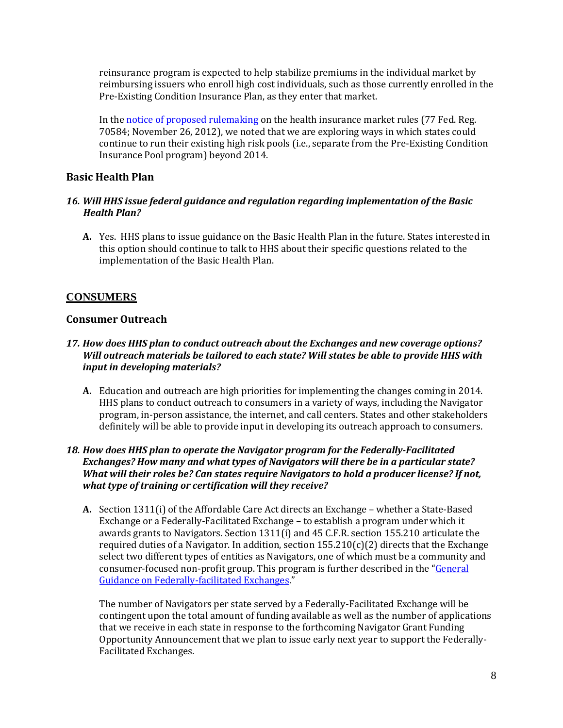reinsurance program is expected to help stabilize premiums in the individual market by reimbursing issuers who enroll high cost individuals, such as those currently enrolled in the Pre-Existing Condition Insurance Plan, as they enter that market.

In the notice of proposed rulemaking on the health insurance market rules (77 Fed. Reg. 70584; November 26, 2012), we noted that we are exploring ways in which states could continue to run their existing high risk pools (i.e., separate from the Pre-Existing Condition Insurance Pool program) beyond 2014.

### Basic Health Plan

***16. Will HHS issue federal guidance and regulation regarding implementation of the Basic Health Plan?***

**A.** Yes. HHS plans to issue guidance on the Basic Health Plan in the future. States interested in this option should continue to talk to HHS about their specific questions related to the implementation of the Basic Health Plan.

## CONSUMERS

### Consumer Outreach

***17. How does HHS plan to conduct outreach about the Exchanges and new coverage options? Will outreach materials be tailored to each state? Will states be able to provide HHS with input in developing materials?***

**A.** Education and outreach are high priorities for implementing the changes coming in 2014. HHS plans to conduct outreach to consumers in a variety of ways, including the Navigator program, in-person assistance, the internet, and call centers. States and other stakeholders definitely will be able to provide input in developing its outreach approach to consumers.

***18. How does HHS plan to operate the Navigator program for the Federally-Facilitated Exchanges? How many and what types of Navigators will there be in a particular state? What will their roles be? Can states require Navigators to hold a producer license? If not, what type of training or certification will they receive?***

**A.** Section 1311(i) of the Affordable Care Act directs an Exchange – whether a State-Based Exchange or a Federally-Facilitated Exchange – to establish a program under which it awards grants to Navigators. Section 1311(i) and 45 C.F.R. section 155.210 articulate the required duties of a Navigator. In addition, section 155.210(c)(2) directs that the Exchange select two different types of entities as Navigators, one of which must be a community and consumer-focused non-profit group. This program is further described in the "General Guidance on Federally-facilitated Exchanges."

The number of Navigators per state served by a Federally-Facilitated Exchange will be contingent upon the total amount of funding available as well as the number of applications that we receive in each state in response to the forthcoming Navigator Grant Funding Opportunity Announcement that we plan to issue early next year to support the Federally-Facilitated Exchanges.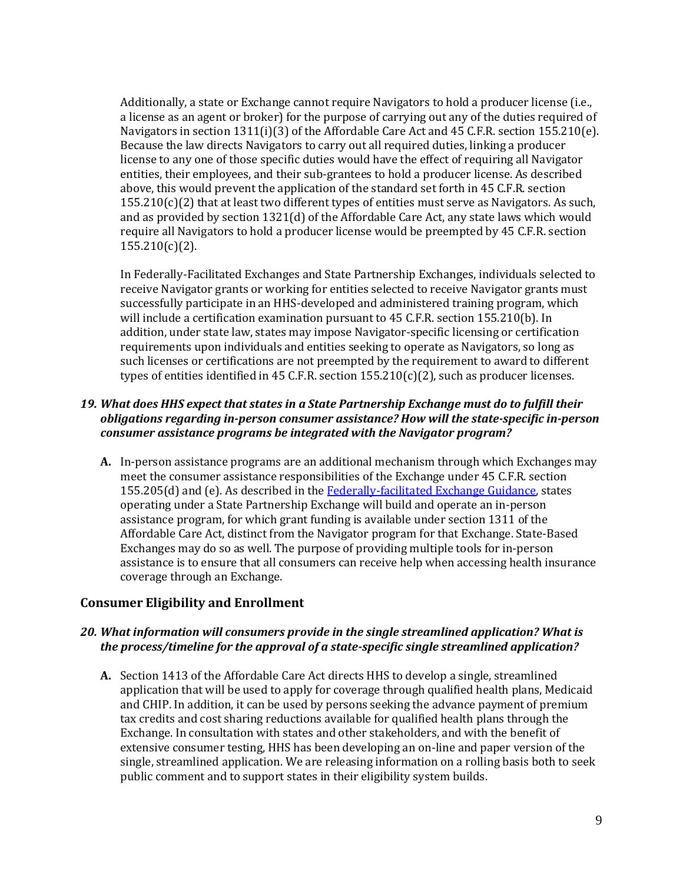Additionally, a state or Exchange cannot require Navigators to hold a producer license (i.e., a license as an agent or broker) for the purpose of carrying out any of the duties required of Navigators in section 1311(i)(3) of the Affordable Care Act and 45 C.F.R. section 155.210(e). Because the law directs Navigators to carry out all required duties, linking a producer license to any one of those specific duties would have the effect of requiring all Navigator entities, their employees, and their sub-grantees to hold a producer license. As described above, this would prevent the application of the standard set forth in 45 C.F.R. section 155.210(c)(2) that at least two different types of entities must serve as Navigators. As such, and as provided by section 1321(d) of the Affordable Care Act, any state laws which would require all Navigators to hold a producer license would be preempted by 45 C.F.R. section 155.210(c)(2).

In Federally-Facilitated Exchanges and State Partnership Exchanges, individuals selected to receive Navigator grants or working for entities selected to receive Navigator grants must successfully participate in an HHS-developed and administered training program, which will include a certification examination pursuant to 45 C.F.R. section 155.210(b). In addition, under state law, states may impose Navigator-specific licensing or certification requirements upon individuals and entities seeking to operate as Navigators, so long as such licenses or certifications are not preempted by the requirement to award to different types of entities identified in 45 C.F.R. section 155.210(c)(2), such as producer licenses.

***19. What does HHS expect that states in a State Partnership Exchange must do to fulfill their obligations regarding in-person consumer assistance? How will the state-specific in-person consumer assistance programs be integrated with the Navigator program?***

**A.** In-person assistance programs are an additional mechanism through which Exchanges may meet the consumer assistance responsibilities of the Exchange under 45 C.F.R. section 155.205(d) and (e). As described in the Federally-facilitated Exchange Guidance, states operating under a State Partnership Exchange will build and operate an in-person assistance program, for which grant funding is available under section 1311 of the Affordable Care Act, distinct from the Navigator program for that Exchange. State-Based Exchanges may do so as well. The purpose of providing multiple tools for in-person assistance is to ensure that all consumers can receive help when accessing health insurance coverage through an Exchange.

## Consumer Eligibility and Enrollment

***20. What information will consumers provide in the single streamlined application? What is the process/timeline for the approval of a state-specific single streamlined application?***

**A.** Section 1413 of the Affordable Care Act directs HHS to develop a single, streamlined application that will be used to apply for coverage through qualified health plans, Medicaid and CHIP. In addition, it can be used by persons seeking the advance payment of premium tax credits and cost sharing reductions available for qualified health plans through the Exchange. In consultation with states and other stakeholders, and with the benefit of extensive consumer testing, HHS has been developing an on-line and paper version of the single, streamlined application. We are releasing information on a rolling basis both to seek public comment and to support states in their eligibility system builds.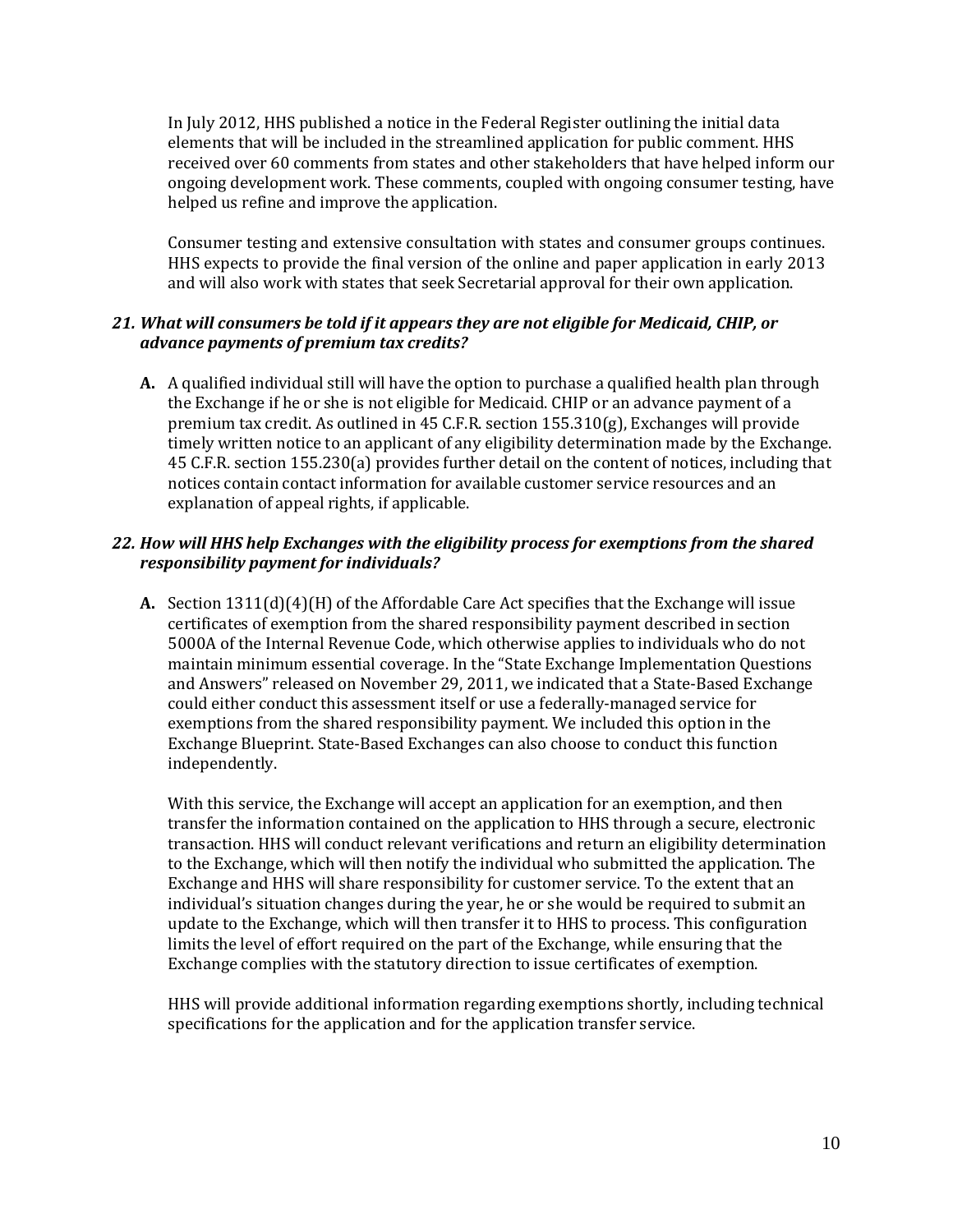In July 2012, HHS published a notice in the Federal Register outlining the initial data elements that will be included in the streamlined application for public comment. HHS received over 60 comments from states and other stakeholders that have helped inform our ongoing development work. These comments, coupled with ongoing consumer testing, have helped us refine and improve the application.

Consumer testing and extensive consultation with states and consumer groups continues. HHS expects to provide the final version of the online and paper application in early 2013 and will also work with states that seek Secretarial approval for their own application.

***21. What will consumers be told if it appears they are not eligible for Medicaid, CHIP, or advance payments of premium tax credits?***

**A.** A qualified individual still will have the option to purchase a qualified health plan through the Exchange if he or she is not eligible for Medicaid. CHIP or an advance payment of a premium tax credit. As outlined in 45 C.F.R. section 155.310(g), Exchanges will provide timely written notice to an applicant of any eligibility determination made by the Exchange. 45 C.F.R. section 155.230(a) provides further detail on the content of notices, including that notices contain contact information for available customer service resources and an explanation of appeal rights, if applicable.

***22. How will HHS help Exchanges with the eligibility process for exemptions from the shared responsibility payment for individuals?***

**A.** Section 1311(d)(4)(H) of the Affordable Care Act specifies that the Exchange will issue certificates of exemption from the shared responsibility payment described in section 5000A of the Internal Revenue Code, which otherwise applies to individuals who do not maintain minimum essential coverage. In the "State Exchange Implementation Questions and Answers" released on November 29, 2011, we indicated that a State-Based Exchange could either conduct this assessment itself or use a federally-managed service for exemptions from the shared responsibility payment. We included this option in the Exchange Blueprint. State-Based Exchanges can also choose to conduct this function independently.

With this service, the Exchange will accept an application for an exemption, and then transfer the information contained on the application to HHS through a secure, electronic transaction. HHS will conduct relevant verifications and return an eligibility determination to the Exchange, which will then notify the individual who submitted the application. The Exchange and HHS will share responsibility for customer service. To the extent that an individual's situation changes during the year, he or she would be required to submit an update to the Exchange, which will then transfer it to HHS to process. This configuration limits the level of effort required on the part of the Exchange, while ensuring that the Exchange complies with the statutory direction to issue certificates of exemption.

HHS will provide additional information regarding exemptions shortly, including technical specifications for the application and for the application transfer service.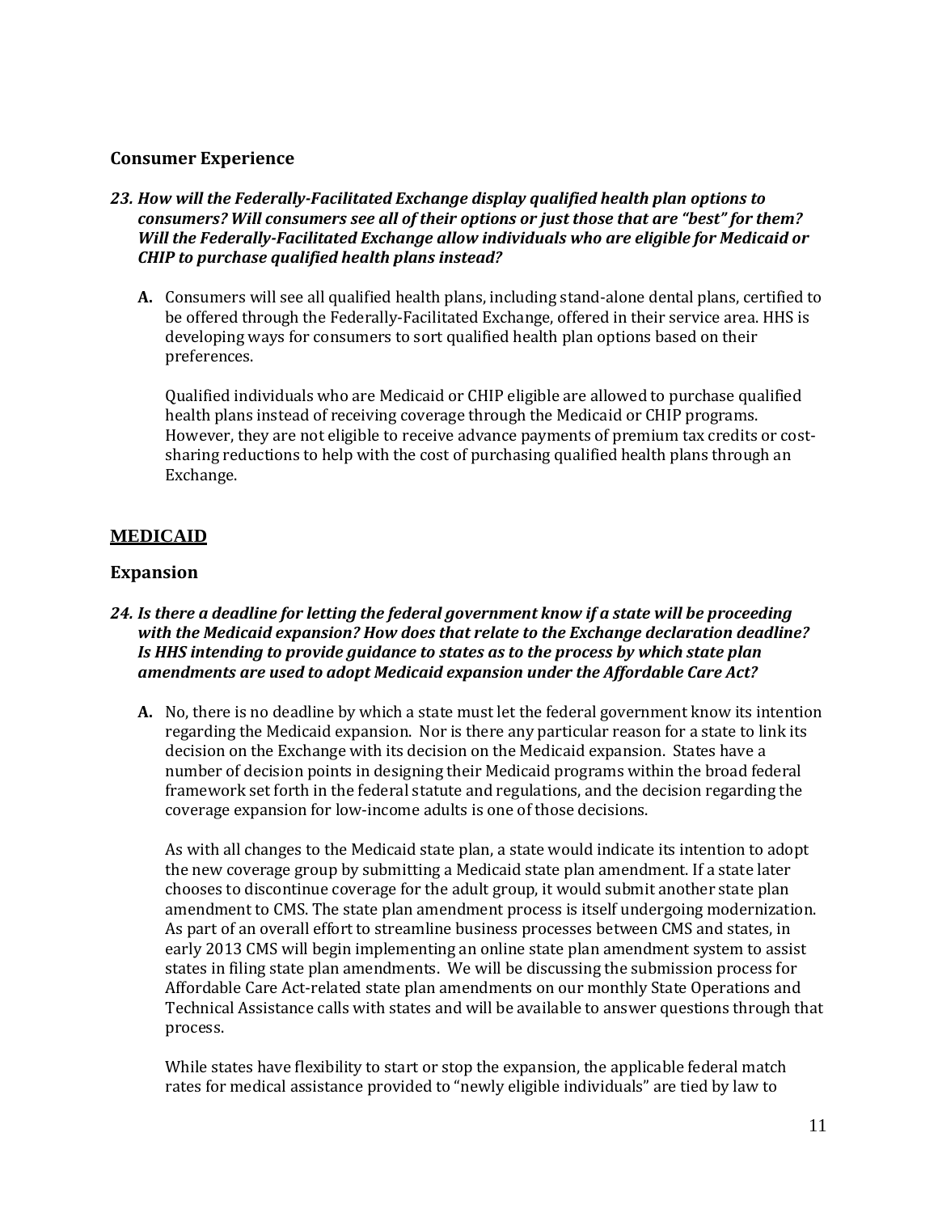## Consumer Experience

***23. How will the Federally-Facilitated Exchange display qualified health plan options to consumers? Will consumers see all of their options or just those that are "best" for them? Will the Federally-Facilitated Exchange allow individuals who are eligible for Medicaid or CHIP to purchase qualified health plans instead?***

**A.** Consumers will see all qualified health plans, including stand-alone dental plans, certified to be offered through the Federally-Facilitated Exchange, offered in their service area. HHS is developing ways for consumers to sort qualified health plan options based on their preferences.

Qualified individuals who are Medicaid or CHIP eligible are allowed to purchase qualified health plans instead of receiving coverage through the Medicaid or CHIP programs. However, they are not eligible to receive advance payments of premium tax credits or cost-sharing reductions to help with the cost of purchasing qualified health plans through an Exchange.

# MEDICAID

## Expansion

***24. Is there a deadline for letting the federal government know if a state will be proceeding with the Medicaid expansion? How does that relate to the Exchange declaration deadline? Is HHS intending to provide guidance to states as to the process by which state plan amendments are used to adopt Medicaid expansion under the Affordable Care Act?***

**A.** No, there is no deadline by which a state must let the federal government know its intention regarding the Medicaid expansion. Nor is there any particular reason for a state to link its decision on the Exchange with its decision on the Medicaid expansion. States have a number of decision points in designing their Medicaid programs within the broad federal framework set forth in the federal statute and regulations, and the decision regarding the coverage expansion for low-income adults is one of those decisions.

As with all changes to the Medicaid state plan, a state would indicate its intention to adopt the new coverage group by submitting a Medicaid state plan amendment. If a state later chooses to discontinue coverage for the adult group, it would submit another state plan amendment to CMS. The state plan amendment process is itself undergoing modernization. As part of an overall effort to streamline business processes between CMS and states, in early 2013 CMS will begin implementing an online state plan amendment system to assist states in filing state plan amendments. We will be discussing the submission process for Affordable Care Act-related state plan amendments on our monthly State Operations and Technical Assistance calls with states and will be available to answer questions through that process.

While states have flexibility to start or stop the expansion, the applicable federal match rates for medical assistance provided to "newly eligible individuals" are tied by law to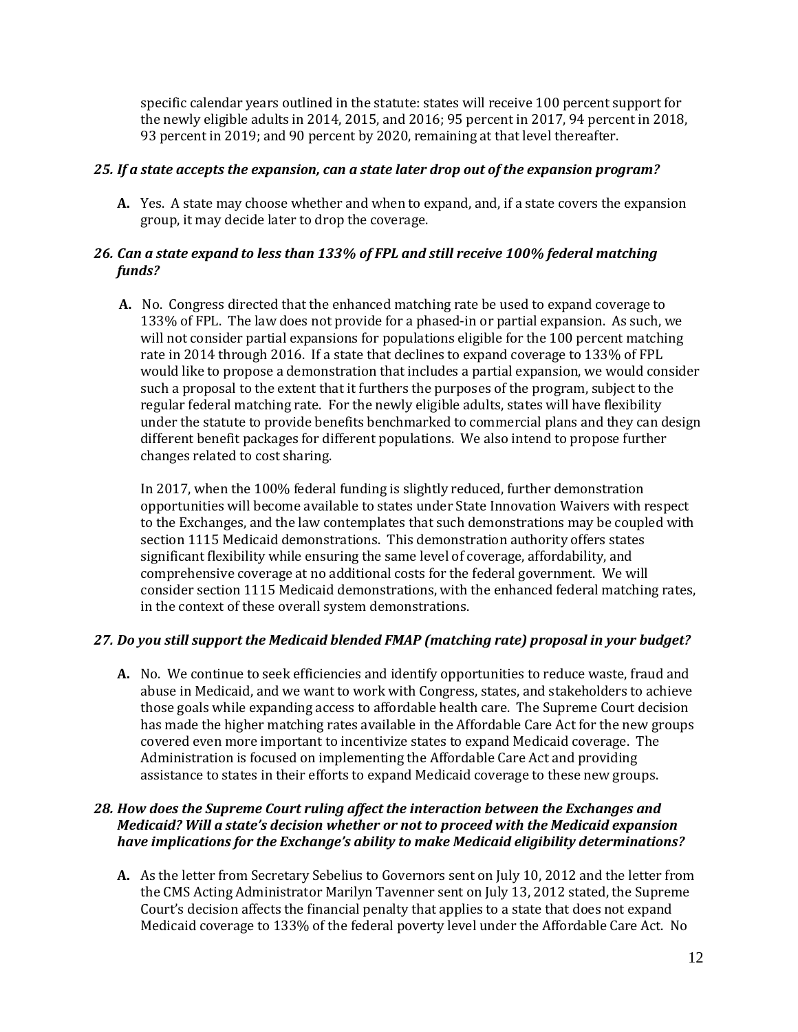specific calendar years outlined in the statute: states will receive 100 percent support for the newly eligible adults in 2014, 2015, and 2016; 95 percent in 2017, 94 percent in 2018, 93 percent in 2019; and 90 percent by 2020, remaining at that level thereafter.

***25. If a state accepts the expansion, can a state later drop out of the expansion program?***

**A.** Yes. A state may choose whether and when to expand, and, if a state covers the expansion group, it may decide later to drop the coverage.

***26. Can a state expand to less than 133% of FPL and still receive 100% federal matching funds?***

**A.** No. Congress directed that the enhanced matching rate be used to expand coverage to 133% of FPL. The law does not provide for a phased-in or partial expansion. As such, we will not consider partial expansions for populations eligible for the 100 percent matching rate in 2014 through 2016. If a state that declines to expand coverage to 133% of FPL would like to propose a demonstration that includes a partial expansion, we would consider such a proposal to the extent that it furthers the purposes of the program, subject to the regular federal matching rate. For the newly eligible adults, states will have flexibility under the statute to provide benefits benchmarked to commercial plans and they can design different benefit packages for different populations. We also intend to propose further changes related to cost sharing.

In 2017, when the 100% federal funding is slightly reduced, further demonstration opportunities will become available to states under State Innovation Waivers with respect to the Exchanges, and the law contemplates that such demonstrations may be coupled with section 1115 Medicaid demonstrations. This demonstration authority offers states significant flexibility while ensuring the same level of coverage, affordability, and comprehensive coverage at no additional costs for the federal government. We will consider section 1115 Medicaid demonstrations, with the enhanced federal matching rates, in the context of these overall system demonstrations.

***27. Do you still support the Medicaid blended FMAP (matching rate) proposal in your budget?***

**A.** No. We continue to seek efficiencies and identify opportunities to reduce waste, fraud and abuse in Medicaid, and we want to work with Congress, states, and stakeholders to achieve those goals while expanding access to affordable health care. The Supreme Court decision has made the higher matching rates available in the Affordable Care Act for the new groups covered even more important to incentivize states to expand Medicaid coverage. The Administration is focused on implementing the Affordable Care Act and providing assistance to states in their efforts to expand Medicaid coverage to these new groups.

***28. How does the Supreme Court ruling affect the interaction between the Exchanges and Medicaid? Will a state's decision whether or not to proceed with the Medicaid expansion have implications for the Exchange's ability to make Medicaid eligibility determinations?***

**A.** As the letter from Secretary Sebelius to Governors sent on July 10, 2012 and the letter from the CMS Acting Administrator Marilyn Tavenner sent on July 13, 2012 stated, the Supreme Court's decision affects the financial penalty that applies to a state that does not expand Medicaid coverage to 133% of the federal poverty level under the Affordable Care Act. No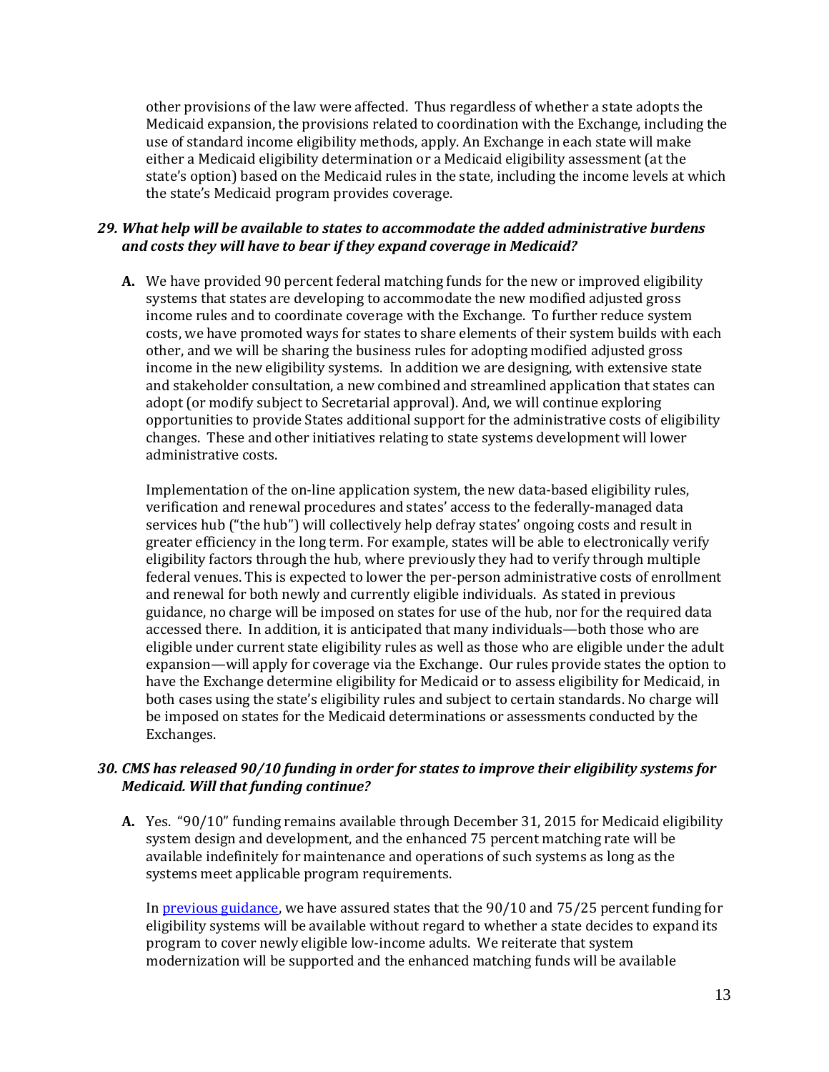other provisions of the law were affected. Thus regardless of whether a state adopts the Medicaid expansion, the provisions related to coordination with the Exchange, including the use of standard income eligibility methods, apply. An Exchange in each state will make either a Medicaid eligibility determination or a Medicaid eligibility assessment (at the state's option) based on the Medicaid rules in the state, including the income levels at which the state's Medicaid program provides coverage.

***29. What help will be available to states to accommodate the added administrative burdens and costs they will have to bear if they expand coverage in Medicaid?***

**A.** We have provided 90 percent federal matching funds for the new or improved eligibility systems that states are developing to accommodate the new modified adjusted gross income rules and to coordinate coverage with the Exchange. To further reduce system costs, we have promoted ways for states to share elements of their system builds with each other, and we will be sharing the business rules for adopting modified adjusted gross income in the new eligibility systems. In addition we are designing, with extensive state and stakeholder consultation, a new combined and streamlined application that states can adopt (or modify subject to Secretarial approval). And, we will continue exploring opportunities to provide States additional support for the administrative costs of eligibility changes. These and other initiatives relating to state systems development will lower administrative costs.

Implementation of the on-line application system, the new data-based eligibility rules, verification and renewal procedures and states' access to the federally-managed data services hub ("the hub") will collectively help defray states' ongoing costs and result in greater efficiency in the long term. For example, states will be able to electronically verify eligibility factors through the hub, where previously they had to verify through multiple federal venues. This is expected to lower the per-person administrative costs of enrollment and renewal for both newly and currently eligible individuals. As stated in previous guidance, no charge will be imposed on states for use of the hub, nor for the required data accessed there. In addition, it is anticipated that many individuals—both those who are eligible under current state eligibility rules as well as those who are eligible under the adult expansion—will apply for coverage via the Exchange. Our rules provide states the option to have the Exchange determine eligibility for Medicaid or to assess eligibility for Medicaid, in both cases using the state's eligibility rules and subject to certain standards. No charge will be imposed on states for the Medicaid determinations or assessments conducted by the Exchanges.

***30. CMS has released 90/10 funding in order for states to improve their eligibility systems for Medicaid. Will that funding continue?***

**A.** Yes. "90/10" funding remains available through December 31, 2015 for Medicaid eligibility system design and development, and the enhanced 75 percent matching rate will be available indefinitely for maintenance and operations of such systems as long as the systems meet applicable program requirements.

In previous guidance, we have assured states that the 90/10 and 75/25 percent funding for eligibility systems will be available without regard to whether a state decides to expand its program to cover newly eligible low-income adults. We reiterate that system modernization will be supported and the enhanced matching funds will be available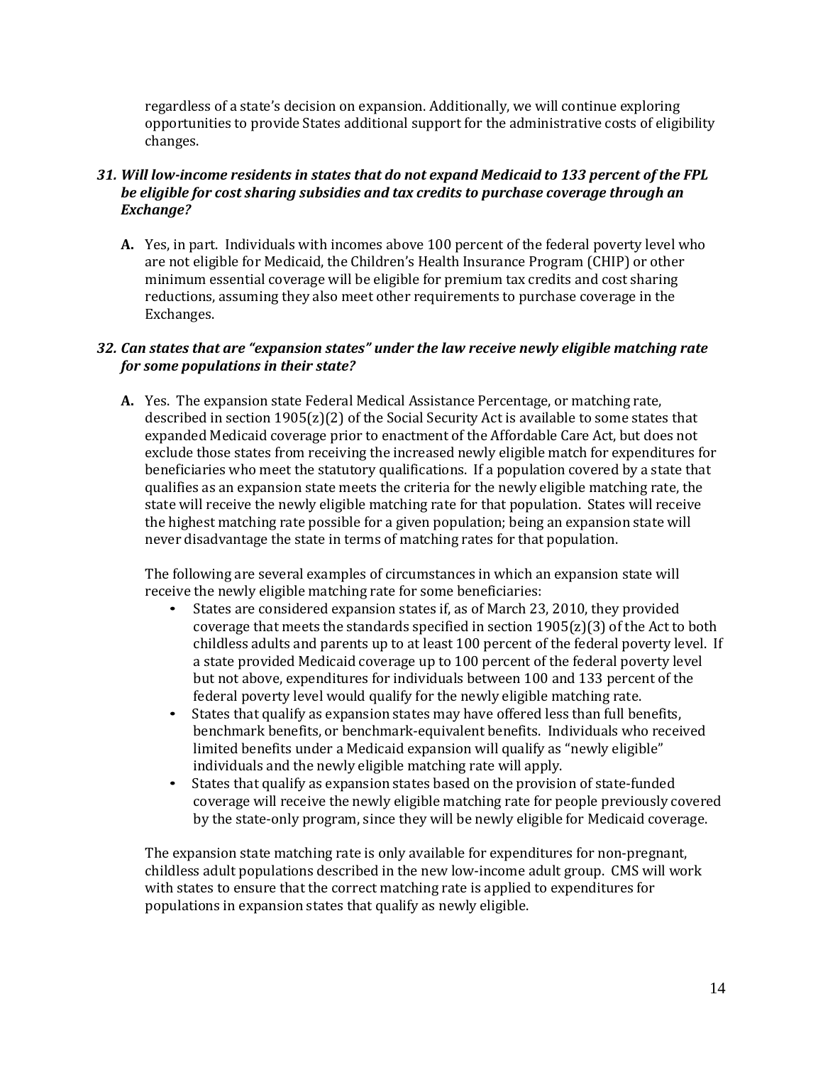regardless of a state's decision on expansion. Additionally, we will continue exploring opportunities to provide States additional support for the administrative costs of eligibility changes.

***31. Will low-income residents in states that do not expand Medicaid to 133 percent of the FPL be eligible for cost sharing subsidies and tax credits to purchase coverage through an Exchange?***

**A.** Yes, in part. Individuals with incomes above 100 percent of the federal poverty level who are not eligible for Medicaid, the Children's Health Insurance Program (CHIP) or other minimum essential coverage will be eligible for premium tax credits and cost sharing reductions, assuming they also meet other requirements to purchase coverage in the Exchanges.

***32. Can states that are "expansion states" under the law receive newly eligible matching rate for some populations in their state?***

**A.** Yes. The expansion state Federal Medical Assistance Percentage, or matching rate, described in section 1905(z)(2) of the Social Security Act is available to some states that expanded Medicaid coverage prior to enactment of the Affordable Care Act, but does not exclude those states from receiving the increased newly eligible match for expenditures for beneficiaries who meet the statutory qualifications. If a population covered by a state that qualifies as an expansion state meets the criteria for the newly eligible matching rate, the state will receive the newly eligible matching rate for that population. States will receive the highest matching rate possible for a given population; being an expansion state will never disadvantage the state in terms of matching rates for that population.

The following are several examples of circumstances in which an expansion state will receive the newly eligible matching rate for some beneficiaries:

- States are considered expansion states if, as of March 23, 2010, they provided coverage that meets the standards specified in section 1905(z)(3) of the Act to both childless adults and parents up to at least 100 percent of the federal poverty level. If a state provided Medicaid coverage up to 100 percent of the federal poverty level but not above, expenditures for individuals between 100 and 133 percent of the federal poverty level would qualify for the newly eligible matching rate.
- States that qualify as expansion states may have offered less than full benefits, benchmark benefits, or benchmark-equivalent benefits. Individuals who received limited benefits under a Medicaid expansion will qualify as "newly eligible" individuals and the newly eligible matching rate will apply.
- States that qualify as expansion states based on the provision of state-funded coverage will receive the newly eligible matching rate for people previously covered by the state-only program, since they will be newly eligible for Medicaid coverage.

The expansion state matching rate is only available for expenditures for non-pregnant, childless adult populations described in the new low-income adult group. CMS will work with states to ensure that the correct matching rate is applied to expenditures for populations in expansion states that qualify as newly eligible.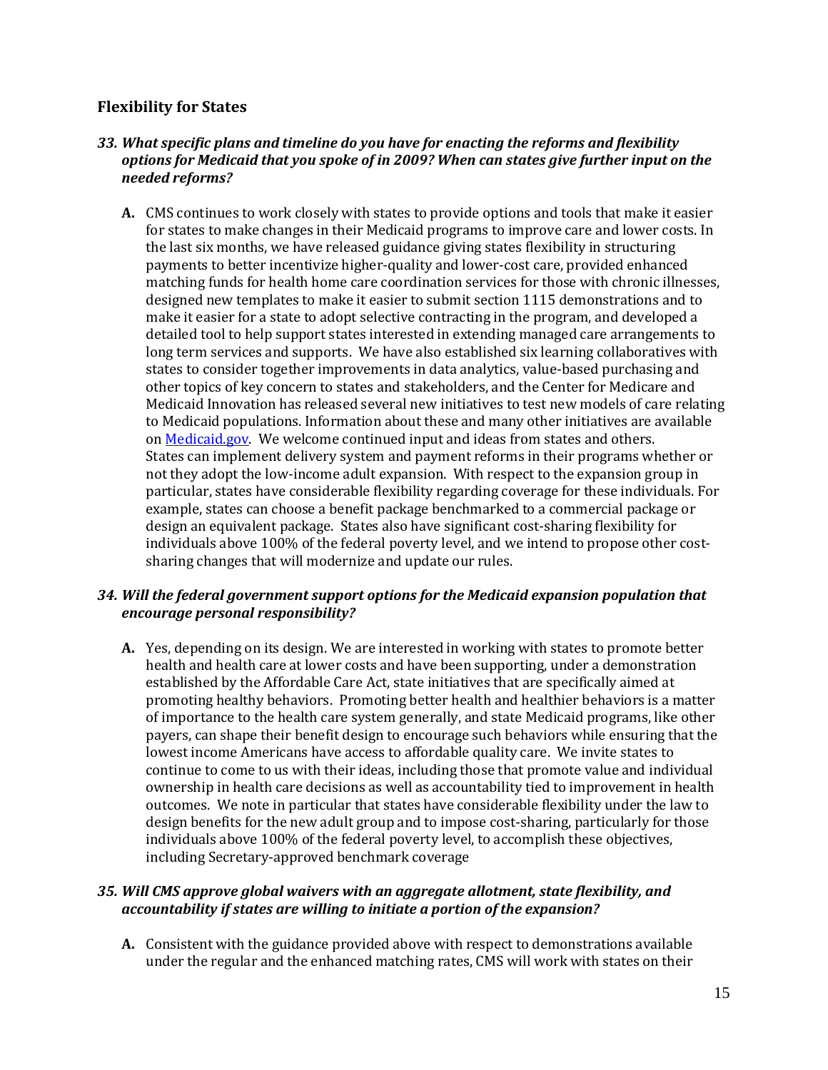## Flexibility for States

***33. What specific plans and timeline do you have for enacting the reforms and flexibility options for Medicaid that you spoke of in 2009? When can states give further input on the needed reforms?***

**A.** CMS continues to work closely with states to provide options and tools that make it easier for states to make changes in their Medicaid programs to improve care and lower costs. In the last six months, we have released guidance giving states flexibility in structuring payments to better incentivize higher-quality and lower-cost care, provided enhanced matching funds for health home care coordination services for those with chronic illnesses, designed new templates to make it easier to submit section 1115 demonstrations and to make it easier for a state to adopt selective contracting in the program, and developed a detailed tool to help support states interested in extending managed care arrangements to long term services and supports. We have also established six learning collaboratives with states to consider together improvements in data analytics, value-based purchasing and other topics of key concern to states and stakeholders, and the Center for Medicare and Medicaid Innovation has released several new initiatives to test new models of care relating to Medicaid populations. Information about these and many other initiatives are available on [Medicaid.gov](Medicaid.gov). We welcome continued input and ideas from states and others. States can implement delivery system and payment reforms in their programs whether or not they adopt the low-income adult expansion. With respect to the expansion group in particular, states have considerable flexibility regarding coverage for these individuals. For example, states can choose a benefit package benchmarked to a commercial package or design an equivalent package. States also have significant cost-sharing flexibility for individuals above 100% of the federal poverty level, and we intend to propose other cost-sharing changes that will modernize and update our rules.

***34. Will the federal government support options for the Medicaid expansion population that encourage personal responsibility?***

**A.** Yes, depending on its design. We are interested in working with states to promote better health and health care at lower costs and have been supporting, under a demonstration established by the Affordable Care Act, state initiatives that are specifically aimed at promoting healthy behaviors. Promoting better health and healthier behaviors is a matter of importance to the health care system generally, and state Medicaid programs, like other payers, can shape their benefit design to encourage such behaviors while ensuring that the lowest income Americans have access to affordable quality care. We invite states to continue to come to us with their ideas, including those that promote value and individual ownership in health care decisions as well as accountability tied to improvement in health outcomes. We note in particular that states have considerable flexibility under the law to design benefits for the new adult group and to impose cost-sharing, particularly for those individuals above 100% of the federal poverty level, to accomplish these objectives, including Secretary-approved benchmark coverage

***35. Will CMS approve global waivers with an aggregate allotment, state flexibility, and accountability if states are willing to initiate a portion of the expansion?***

**A.** Consistent with the guidance provided above with respect to demonstrations available under the regular and the enhanced matching rates, CMS will work with states on their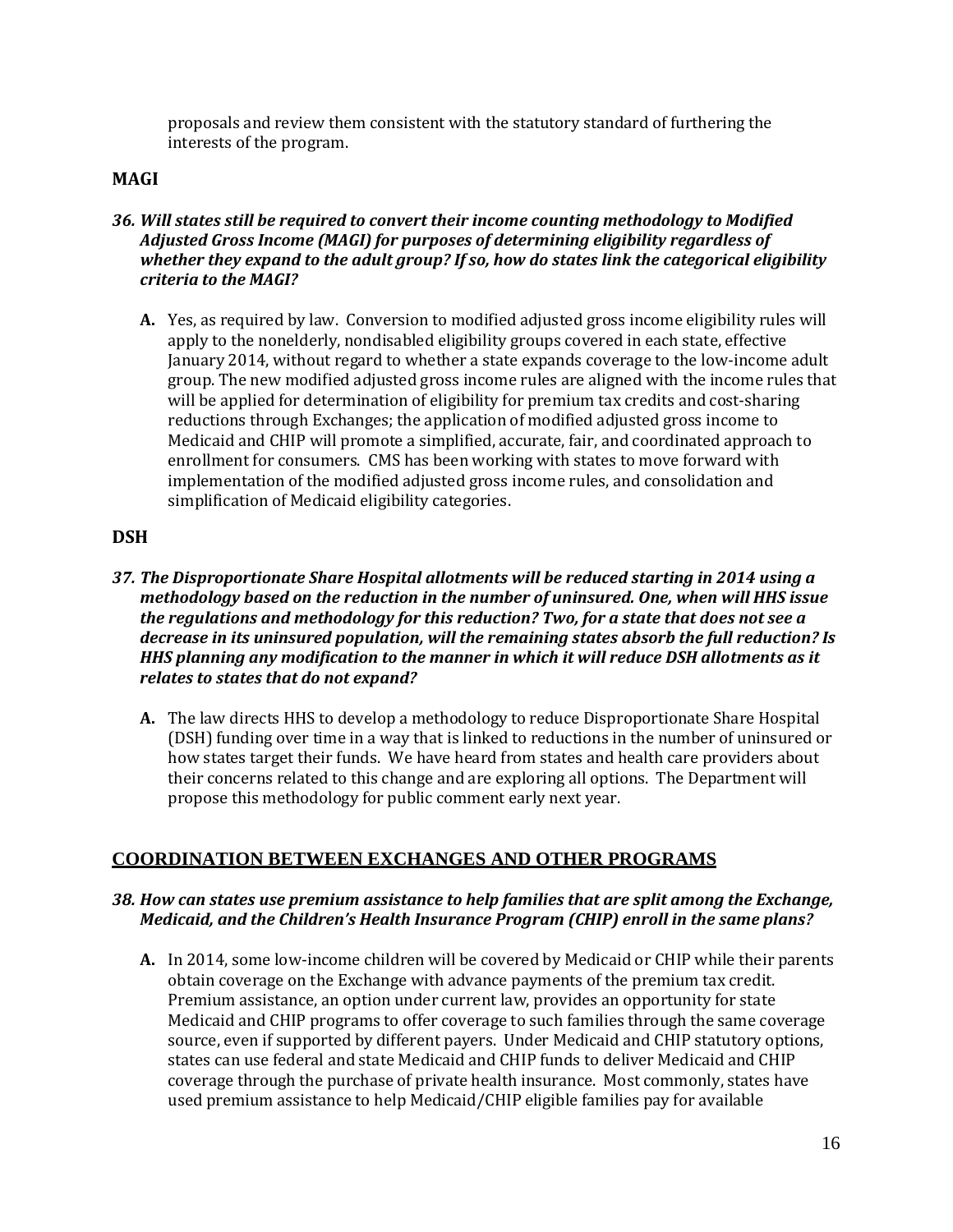proposals and review them consistent with the statutory standard of furthering the interests of the program.

## MAGI

***36. Will states still be required to convert their income counting methodology to Modified Adjusted Gross Income (MAGI) for purposes of determining eligibility regardless of whether they expand to the adult group? If so, how do states link the categorical eligibility criteria to the MAGI?***

**A.** Yes, as required by law. Conversion to modified adjusted gross income eligibility rules will apply to the nonelderly, nondisabled eligibility groups covered in each state, effective January 2014, without regard to whether a state expands coverage to the low-income adult group. The new modified adjusted gross income rules are aligned with the income rules that will be applied for determination of eligibility for premium tax credits and cost-sharing reductions through Exchanges; the application of modified adjusted gross income to Medicaid and CHIP will promote a simplified, accurate, fair, and coordinated approach to enrollment for consumers. CMS has been working with states to move forward with implementation of the modified adjusted gross income rules, and consolidation and simplification of Medicaid eligibility categories.

## DSH

***37. The Disproportionate Share Hospital allotments will be reduced starting in 2014 using a methodology based on the reduction in the number of uninsured. One, when will HHS issue the regulations and methodology for this reduction? Two, for a state that does not see a decrease in its uninsured population, will the remaining states absorb the full reduction? Is HHS planning any modification to the manner in which it will reduce DSH allotments as it relates to states that do not expand?***

**A.** The law directs HHS to develop a methodology to reduce Disproportionate Share Hospital (DSH) funding over time in a way that is linked to reductions in the number of uninsured or how states target their funds. We have heard from states and health care providers about their concerns related to this change and are exploring all options. The Department will propose this methodology for public comment early next year.

## COORDINATION BETWEEN EXCHANGES AND OTHER PROGRAMS

***38. How can states use premium assistance to help families that are split among the Exchange, Medicaid, and the Children's Health Insurance Program (CHIP) enroll in the same plans?***

**A.** In 2014, some low-income children will be covered by Medicaid or CHIP while their parents obtain coverage on the Exchange with advance payments of the premium tax credit. Premium assistance, an option under current law, provides an opportunity for state Medicaid and CHIP programs to offer coverage to such families through the same coverage source, even if supported by different payers. Under Medicaid and CHIP statutory options, states can use federal and state Medicaid and CHIP funds to deliver Medicaid and CHIP coverage through the purchase of private health insurance. Most commonly, states have used premium assistance to help Medicaid/CHIP eligible families pay for available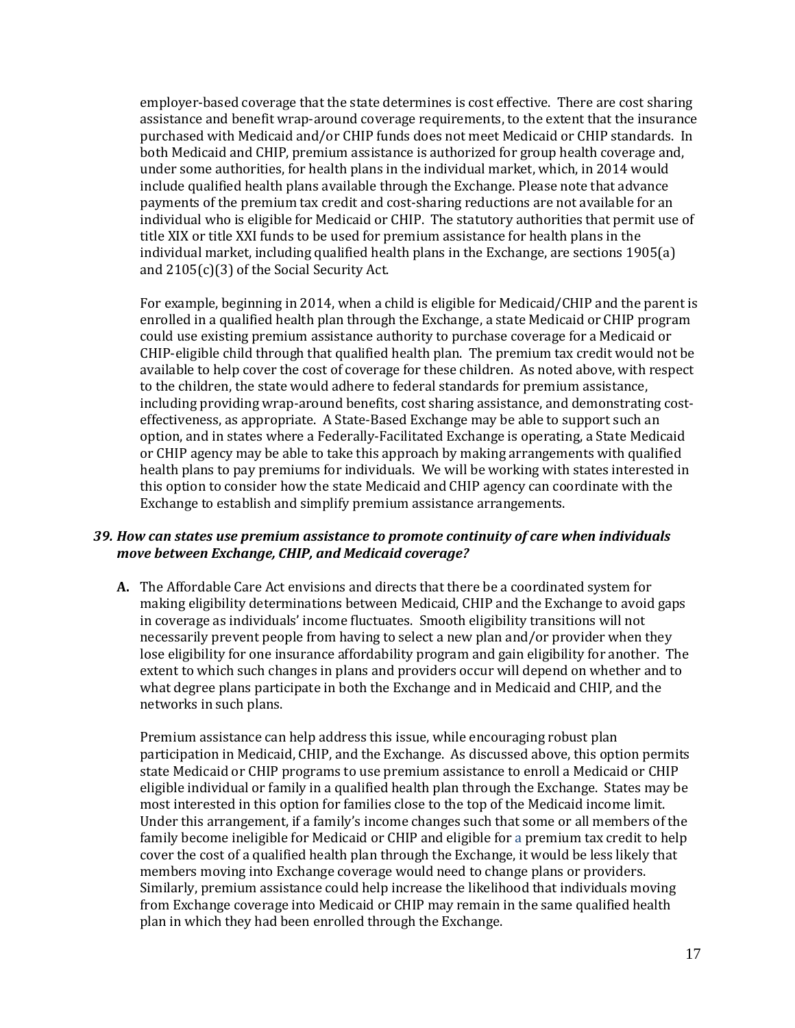employer-based coverage that the state determines is cost effective. There are cost sharing assistance and benefit wrap-around coverage requirements, to the extent that the insurance purchased with Medicaid and/or CHIP funds does not meet Medicaid or CHIP standards. In both Medicaid and CHIP, premium assistance is authorized for group health coverage and, under some authorities, for health plans in the individual market, which, in 2014 would include qualified health plans available through the Exchange. Please note that advance payments of the premium tax credit and cost-sharing reductions are not available for an individual who is eligible for Medicaid or CHIP. The statutory authorities that permit use of title XIX or title XXI funds to be used for premium assistance for health plans in the individual market, including qualified health plans in the Exchange, are sections 1905(a) and 2105(c)(3) of the Social Security Act.

For example, beginning in 2014, when a child is eligible for Medicaid/CHIP and the parent is enrolled in a qualified health plan through the Exchange, a state Medicaid or CHIP program could use existing premium assistance authority to purchase coverage for a Medicaid or CHIP-eligible child through that qualified health plan. The premium tax credit would not be available to help cover the cost of coverage for these children. As noted above, with respect to the children, the state would adhere to federal standards for premium assistance, including providing wrap-around benefits, cost sharing assistance, and demonstrating cost-effectiveness, as appropriate. A State-Based Exchange may be able to support such an option, and in states where a Federally-Facilitated Exchange is operating, a State Medicaid or CHIP agency may be able to take this approach by making arrangements with qualified health plans to pay premiums for individuals. We will be working with states interested in this option to consider how the state Medicaid and CHIP agency can coordinate with the Exchange to establish and simplify premium assistance arrangements.

### *39. How can states use premium assistance to promote continuity of care when individuals move between Exchange, CHIP, and Medicaid coverage?*

**A.** The Affordable Care Act envisions and directs that there be a coordinated system for making eligibility determinations between Medicaid, CHIP and the Exchange to avoid gaps in coverage as individuals' income fluctuates. Smooth eligibility transitions will not necessarily prevent people from having to select a new plan and/or provider when they lose eligibility for one insurance affordability program and gain eligibility for another. The extent to which such changes in plans and providers occur will depend on whether and to what degree plans participate in both the Exchange and in Medicaid and CHIP, and the networks in such plans.

Premium assistance can help address this issue, while encouraging robust plan participation in Medicaid, CHIP, and the Exchange. As discussed above, this option permits state Medicaid or CHIP programs to use premium assistance to enroll a Medicaid or CHIP eligible individual or family in a qualified health plan through the Exchange. States may be most interested in this option for families close to the top of the Medicaid income limit. Under this arrangement, if a family's income changes such that some or all members of the family become ineligible for Medicaid or CHIP and eligible for a premium tax credit to help cover the cost of a qualified health plan through the Exchange, it would be less likely that members moving into Exchange coverage would need to change plans or providers. Similarly, premium assistance could help increase the likelihood that individuals moving from Exchange coverage into Medicaid or CHIP may remain in the same qualified health plan in which they had been enrolled through the Exchange.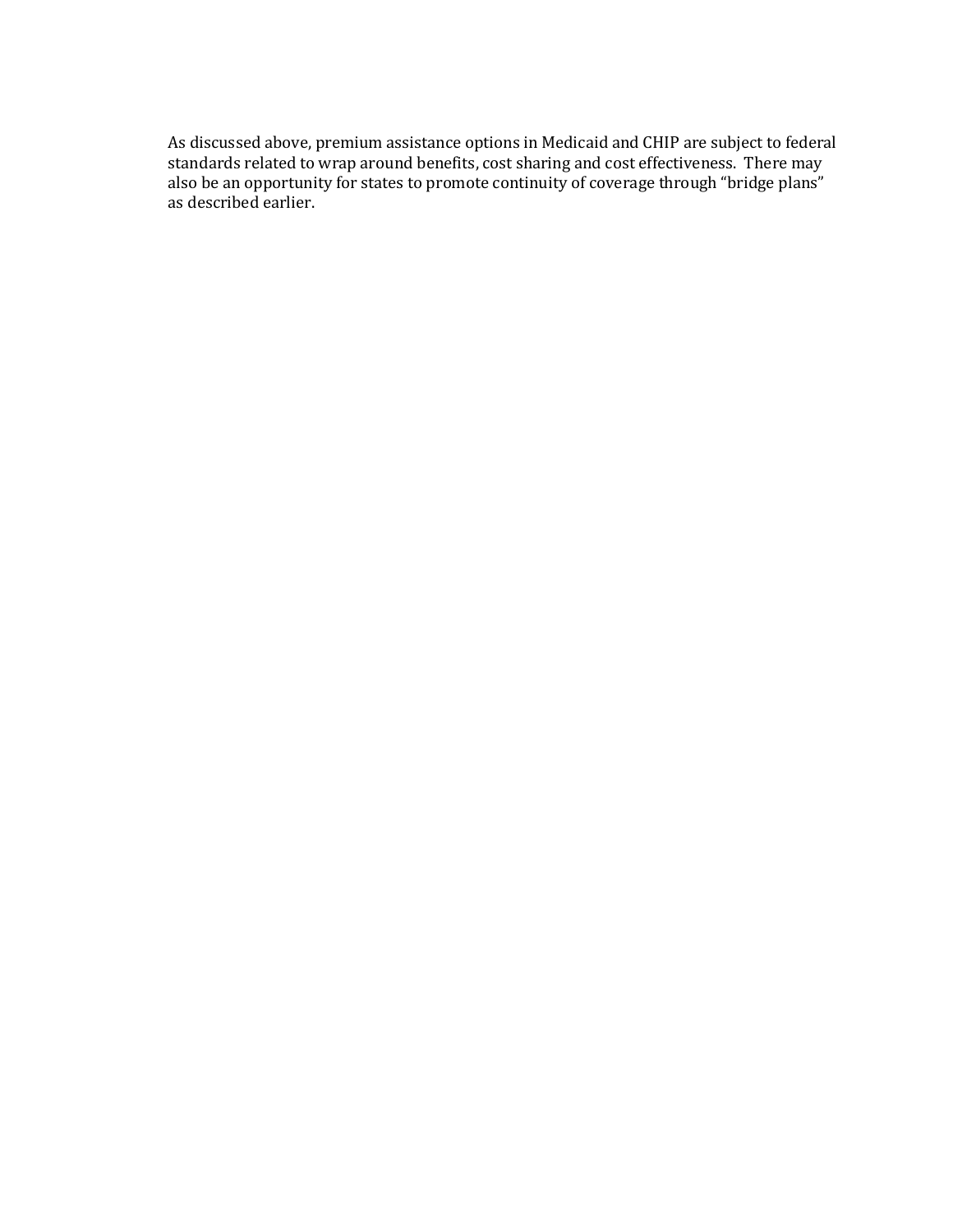As discussed above, premium assistance options in Medicaid and CHIP are subject to federal standards related to wrap around benefits, cost sharing and cost effectiveness. There may also be an opportunity for states to promote continuity of coverage through "bridge plans" as described earlier.